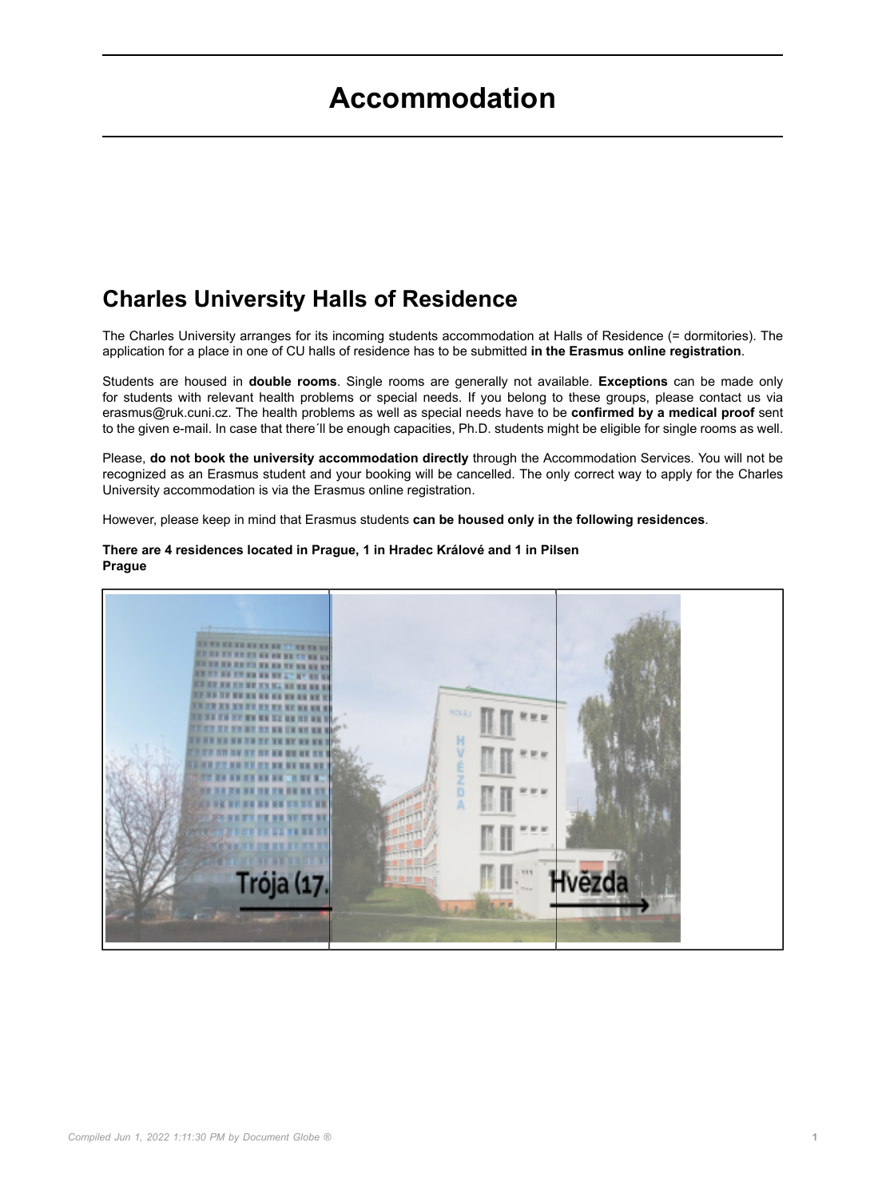# Accommodation

## Charles University Halls of Residence

The Charles University arranges for its incoming students accommodation at Halls of Residence (= dormitories). The application for a place in one of CU halls of residence has to be submitted **in the Erasmus online registration**.

Students are housed in **double rooms**. Single rooms are generally not available. **Exceptions** can be made only for students with relevant health problems or special needs. If you belong to these groups, please contact us via erasmus@ruk.cuni.cz. The health problems as well as special needs have to be **confirmed by a medical proof** sent to the given e-mail. In case that there´ll be enough capacities, Ph.D. students might be eligible for single rooms as well.

Please, **do not book the university accommodation directly** through the Accommodation Services. You will not be recognized as an Erasmus student and your booking will be cancelled. The only correct way to apply for the Charles University accommodation is via the Erasmus online registration.

However, please keep in mind that Erasmus students **can be housed only in the following residences**.

**There are 4 residences located in Prague, 1 in Hradec Králové and 1 in Pilsen**
**Prague**

| Trója (17. | Hvězda | |
|---|---|---|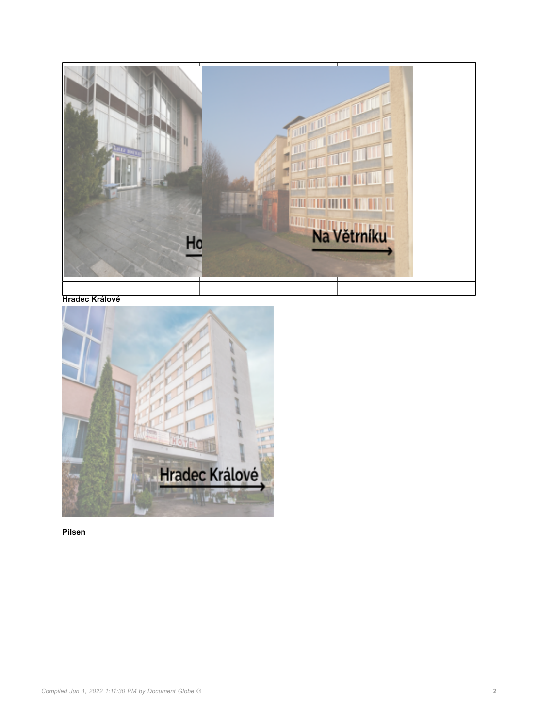| | | |
|---|---|---|
| | | |
| | | |

**Hradec Králové**

**Pilsen**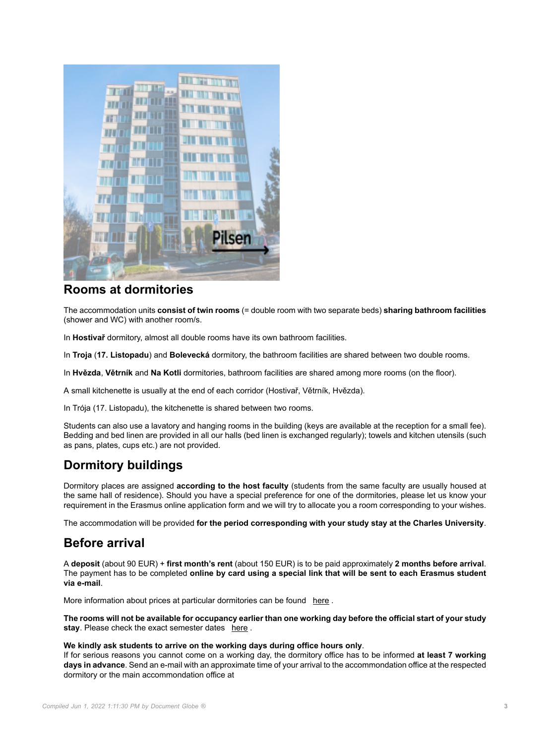## Rooms at dormitories

The accommodation units **consist of twin rooms** (= double room with two separate beds) **sharing bathroom facilities** (shower and WC) with another room/s.

In **Hostivař** dormitory, almost all double rooms have its own bathroom facilities.

In **Troja** (**17. Listopadu**) and **Bolevecká** dormitory, the bathroom facilities are shared between two double rooms.

In **Hvězda**, **Větrník** and **Na Kotli** dormitories, bathroom facilities are shared among more rooms (on the floor).

A small kitchenette is usually at the end of each corridor (Hostivař, Větrník, Hvězda).

In Trója (17. Listopadu), the kitchenette is shared between two rooms.

Students can also use a lavatory and hanging rooms in the building (keys are available at the reception for a small fee). Bedding and bed linen are provided in all our halls (bed linen is exchanged regularly); towels and kitchen utensils (such as pans, plates, cups etc.) are not provided.

## Dormitory buildings

Dormitory places are assigned **according to the host faculty** (students from the same faculty are usually housed at the same hall of residence). Should you have a special preference for one of the dormitories, please let us know your requirement in the Erasmus online application form and we will try to allocate you a room corresponding to your wishes.

The accommodation will be provided **for the period corresponding with your study stay at the Charles University**.

## Before arrival

A **deposit** (about 90 EUR) + **first month's rent** (about 150 EUR) is to be paid approximately **2 months before arrival**. The payment has to be completed **online by card using a special link that will be sent to each Erasmus student via e-mail**.

More information about prices at particular dormitories can be found here .

**The rooms will not be available for occupancy earlier than one working day before the official start of your study stay**. Please check the exact semester dates here .

**We kindly ask students to arrive on the working days during office hours only**.
If for serious reasons you cannot come on a working day, the dormitory office has to be informed **at least 7 working days in advance**. Send an e-mail with an approximate time of your arrival to the accommondation office at the respected dormitory or the main accommondation office at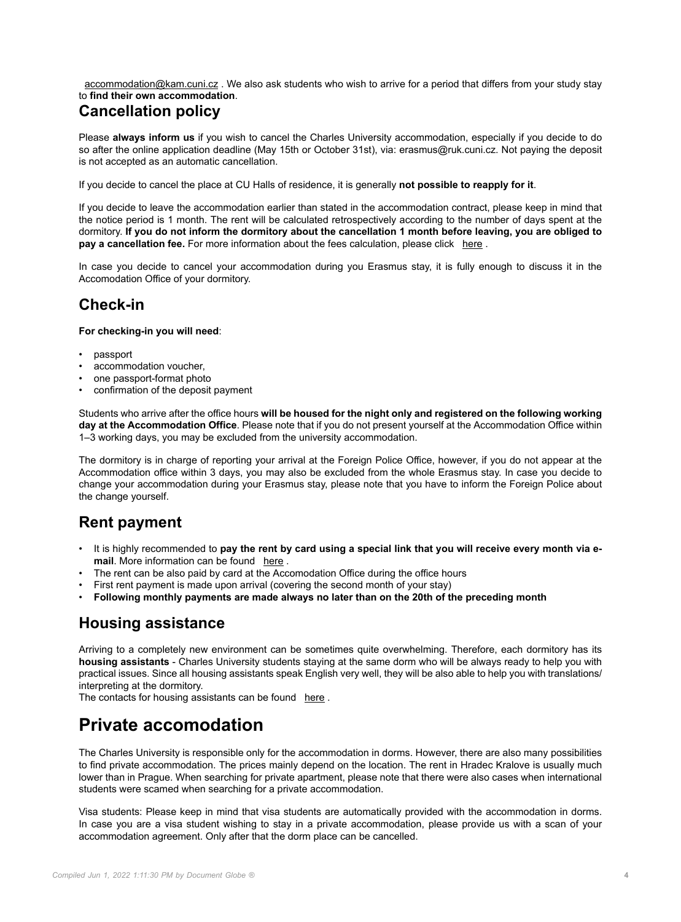accommodation@kam.cuni.cz . We also ask students who wish to arrive for a period that differs from your study stay to **find their own accommodation**.

## Cancellation policy

Please **always inform us** if you wish to cancel the Charles University accommodation, especially if you decide to do so after the online application deadline (May 15th or October 31st), via: erasmus@ruk.cuni.cz. Not paying the deposit is not accepted as an automatic cancellation.

If you decide to cancel the place at CU Halls of residence, it is generally **not possible to reapply for it**.

If you decide to leave the accommodation earlier than stated in the accommodation contract, please keep in mind that the notice period is 1 month. The rent will be calculated retrospectively according to the number of days spent at the dormitory. **If you do not inform the dormitory about the cancellation 1 month before leaving, you are obliged to pay a cancellation fee.** For more information about the fees calculation, please click here .

In case you decide to cancel your accommodation during you Erasmus stay, it is fully enough to discuss it in the Accomodation Office of your dormitory.

## Check-in

**For checking-in you will need**:

- passport
- accommodation voucher,
- one passport-format photo
- confirmation of the deposit payment

Students who arrive after the office hours **will be housed for the night only and registered on the following working day at the Accommodation Office**. Please note that if you do not present yourself at the Accommodation Office within 1–3 working days, you may be excluded from the university accommodation.

The dormitory is in charge of reporting your arrival at the Foreign Police Office, however, if you do not appear at the Accommodation office within 3 days, you may also be excluded from the whole Erasmus stay. In case you decide to change your accommodation during your Erasmus stay, please note that you have to inform the Foreign Police about the change yourself.

## Rent payment

- It is highly recommended to **pay the rent by card using a special link that you will receive every month via e-mail**. More information can be found here .
- The rent can be also paid by card at the Accomodation Office during the office hours
- First rent payment is made upon arrival (covering the second month of your stay)
- **Following monthly payments are made always no later than on the 20th of the preceding month**

## Housing assistance

Arriving to a completely new environment can be sometimes quite overwhelming. Therefore, each dormitory has its **housing assistants** - Charles University students staying at the same dorm who will be always ready to help you with practical issues. Since all housing assistants speak English very well, they will be also able to help you with translations/ interpreting at the dormitory.
The contacts for housing assistants can be found here .

# Private accomodation

The Charles University is responsible only for the accommodation in dorms. However, there are also many possibilities to find private accommodation. The prices mainly depend on the location. The rent in Hradec Kralove is usually much lower than in Prague. When searching for private apartment, please note that there were also cases when international students were scamed when searching for a private accommodation.

Visa students: Please keep in mind that visa students are automatically provided with the accommodation in dorms. In case you are a visa student wishing to stay in a private accommodation, please provide us with a scan of your accommodation agreement. Only after that the dorm place can be cancelled.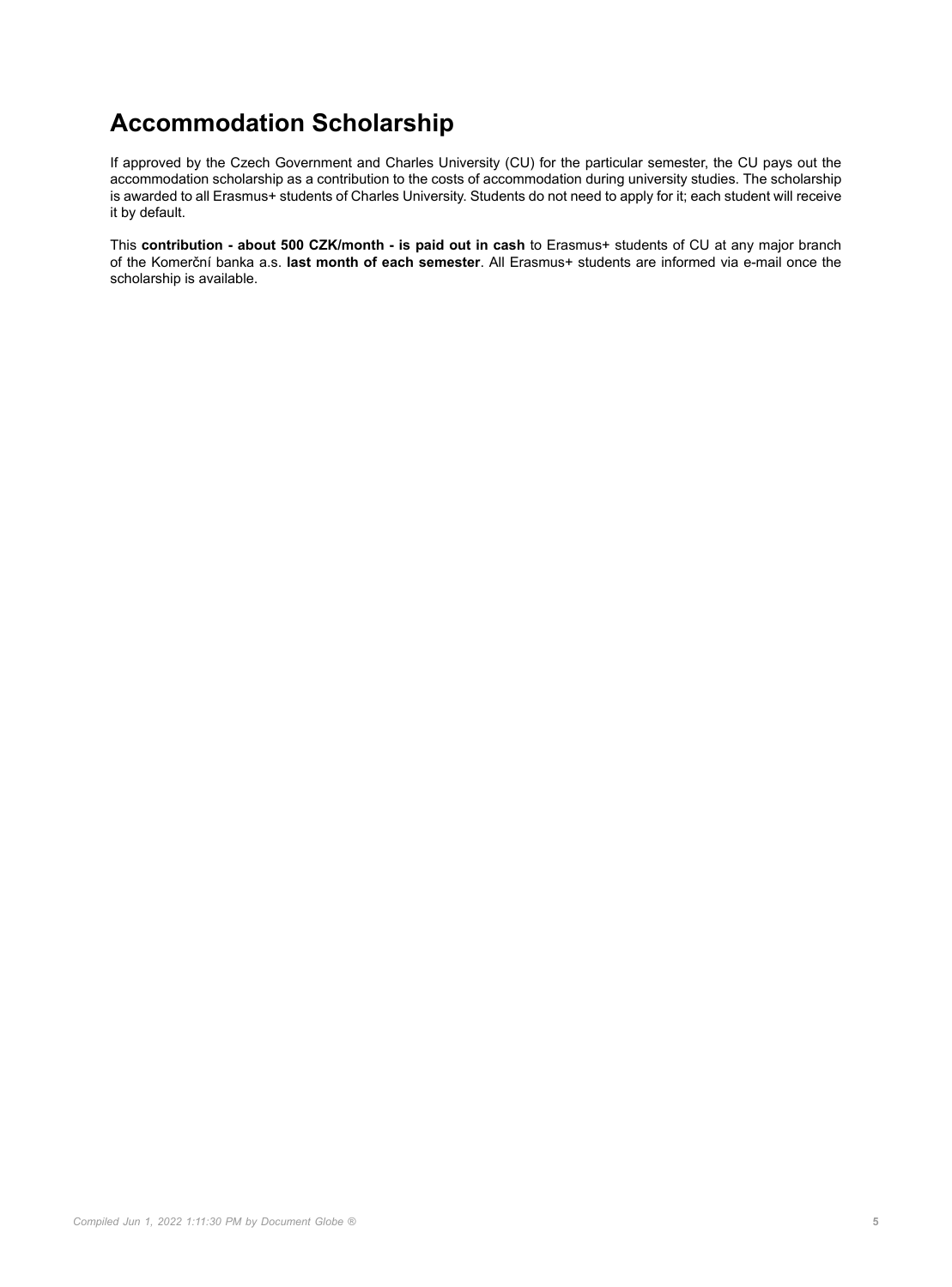# Accommodation Scholarship

If approved by the Czech Government and Charles University (CU) for the particular semester, the CU pays out the accommodation scholarship as a contribution to the costs of accommodation during university studies. The scholarship is awarded to all Erasmus+ students of Charles University. Students do not need to apply for it; each student will receive it by default.

This **contribution - about 500 CZK/month - is paid out in cash** to Erasmus+ students of CU at any major branch of the Komerční banka a.s. **last month of each semester**. All Erasmus+ students are informed via e-mail once the scholarship is available.